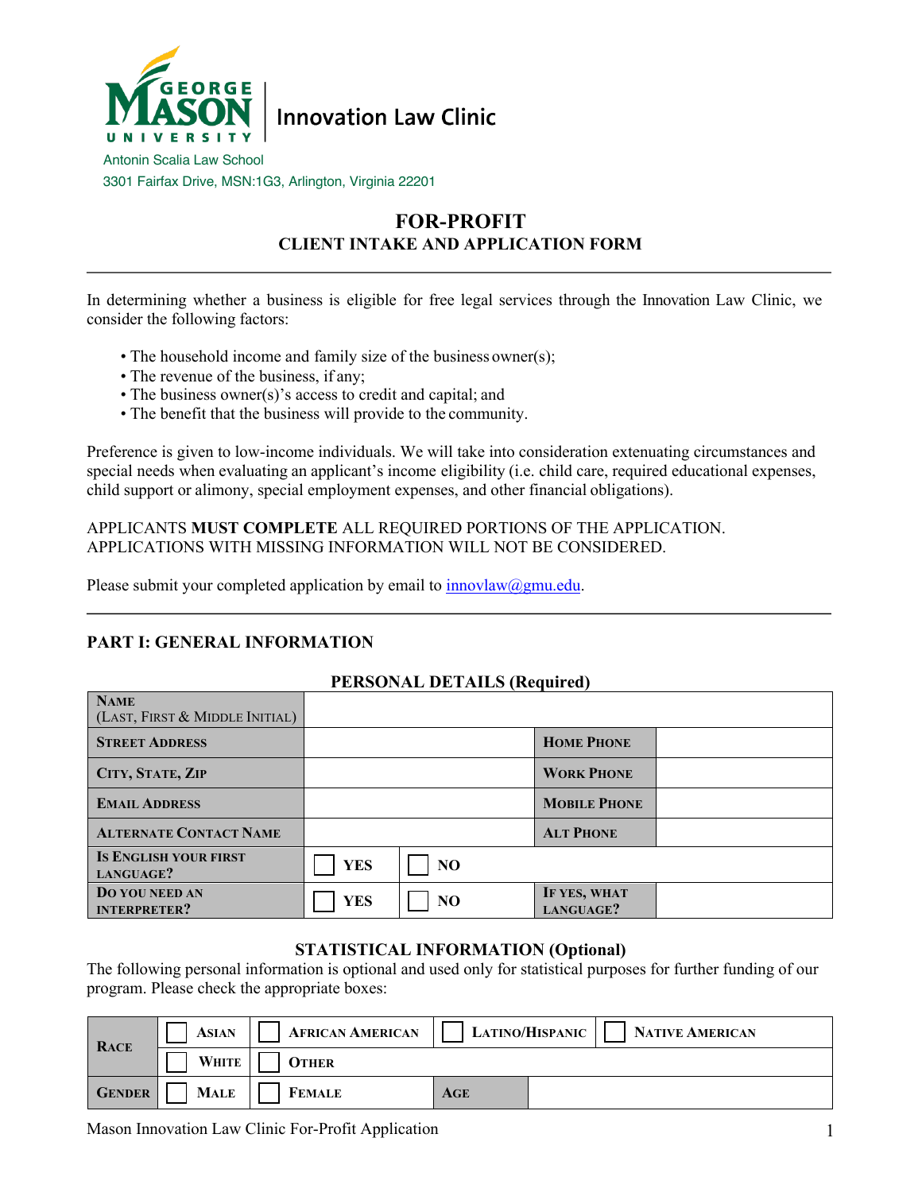George Mason University | Innovation Law Clinic

Antonin Scalia Law School
3301 Fairfax Drive, MSN:1G3, Arlington, Virginia 22201

# FOR-PROFIT
## CLIENT INTAKE AND APPLICATION FORM

In determining whether a business is eligible for free legal services through the Innovation Law Clinic, we consider the following factors:

- The household income and family size of the business owner(s);
- The revenue of the business, if any;
- The business owner(s)'s access to credit and capital; and
- The benefit that the business will provide to the community.

Preference is given to low-income individuals. We will take into consideration extenuating circumstances and special needs when evaluating an applicant's income eligibility (i.e. child care, required educational expenses, child support or alimony, special employment expenses, and other financial obligations).

APPLICANTS **MUST COMPLETE** ALL REQUIRED PORTIONS OF THE APPLICATION. APPLICATIONS WITH MISSING INFORMATION WILL NOT BE CONSIDERED.

Please submit your completed application by email to innovlaw@gmu.edu.

## PART I: GENERAL INFORMATION

### PERSONAL DETAILS (Required)

| NAME (LAST, FIRST & MIDDLE INITIAL) | | | | |
|---|---|---|---|---|
| STREET ADDRESS | | | HOME PHONE | |
| CITY, STATE, ZIP | | | WORK PHONE | |
| EMAIL ADDRESS | | | MOBILE PHONE | |
| ALTERNATE CONTACT NAME | | | ALT PHONE | |
| IS ENGLISH YOUR FIRST LANGUAGE? | ☐ YES | ☐ NO | | |
| DO YOU NEED AN INTERPRETER? | ☐ YES | ☐ NO | IF YES, WHAT LANGUAGE? | |

### STATISTICAL INFORMATION (Optional)

The following personal information is optional and used only for statistical purposes for further funding of our program. Please check the appropriate boxes:

| RACE | ☐ ASIAN | ☐ AFRICAN AMERICAN | ☐ LATINO/HISPANIC | ☐ NATIVE AMERICAN |
|---|---|---|---|---|
| | ☐ WHITE | ☐ OTHER | | |
| GENDER | ☐ MALE | ☐ FEMALE | AGE | |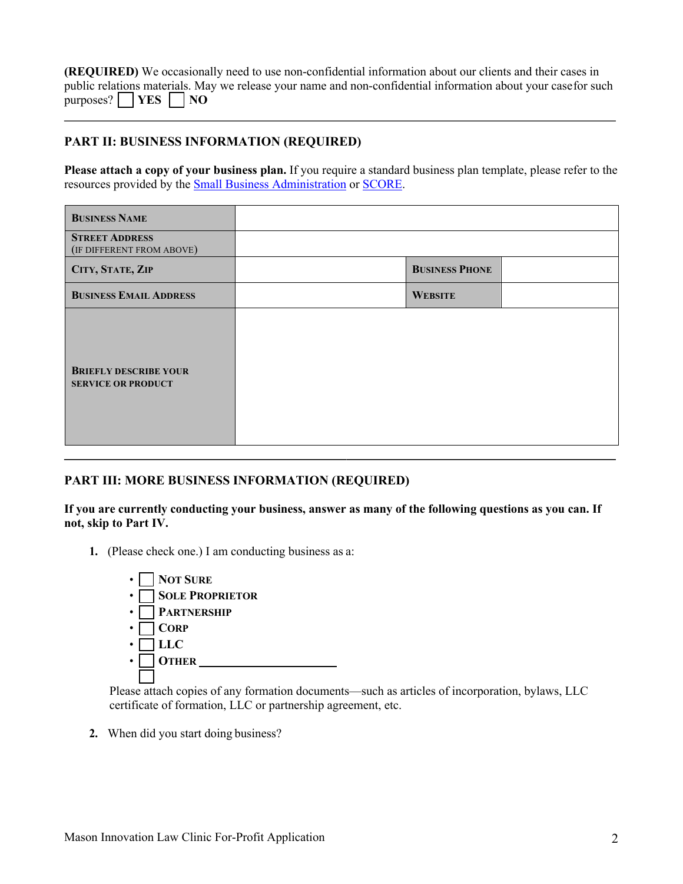**(REQUIRED)** We occasionally need to use non-confidential information about our clients and their cases in public relations materials. May we release your name and non-confidential information about your case for such purposes? ☐ **YES** ☐ **NO**

---

## PART II: BUSINESS INFORMATION (REQUIRED)

**Please attach a copy of your business plan.** If you require a standard business plan template, please refer to the resources provided by the [Small Business Administration]() or [SCORE]().

| **BUSINESS NAME** | | | |
|---|---|---|---|
| **STREET ADDRESS** (IF DIFFERENT FROM ABOVE) | | | |
| **CITY, STATE, ZIP** | | **BUSINESS PHONE** | |
| **BUSINESS EMAIL ADDRESS** | | **WEBSITE** | |
| **BRIEFLY DESCRIBE YOUR SERVICE OR PRODUCT** | | | |

---

## PART III: MORE BUSINESS INFORMATION (REQUIRED)

**If you are currently conducting your business, answer as many of the following questions as you can. If not, skip to Part IV.**

1. (Please check one.) I am conducting business as a:

   - ☐ NOT SURE
   - ☐ SOLE PROPRIETOR
   - ☐ PARTNERSHIP
   - ☐ CORP
   - ☐ LLC
   - ☐ OTHER ____________________

   Please attach copies of any formation documents—such as articles of incorporation, bylaws, LLC certificate of formation, LLC or partnership agreement, etc.

2. When did you start doing business?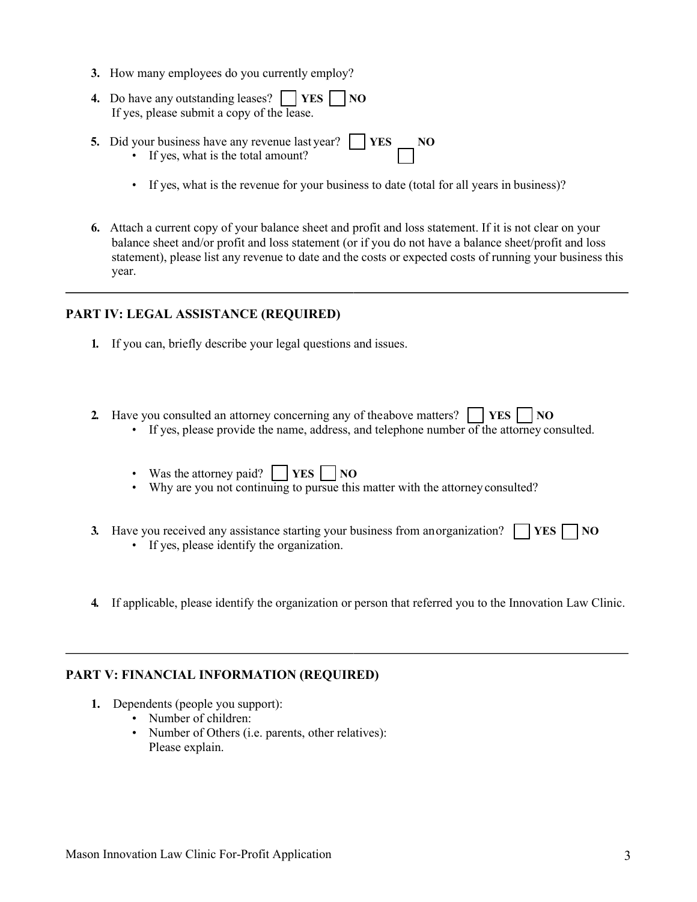3. How many employees do you currently employ?

4. Do have any outstanding leases? ☐ **YES** ☐ **NO**
   If yes, please submit a copy of the lease.

5. Did your business have any revenue last year? ☐ **YES** ☐ **NO**
   - If yes, what is the total amount?
   - If yes, what is the revenue for your business to date (total for all years in business)?

6. Attach a current copy of your balance sheet and profit and loss statement. If it is not clear on your balance sheet and/or profit and loss statement (or if you do not have a balance sheet/profit and loss statement), please list any revenue to date and the costs or expected costs of running your business this year.

---

## PART IV: LEGAL ASSISTANCE (REQUIRED)

1. If you can, briefly describe your legal questions and issues.

2. Have you consulted an attorney concerning any of the above matters? ☐ **YES** ☐ **NO**
   - If yes, please provide the name, address, and telephone number of the attorney consulted.
   - Was the attorney paid? ☐ **YES** ☐ **NO**
   - Why are you not continuing to pursue this matter with the attorney consulted?

3. Have you received any assistance starting your business from an organization? ☐ **YES** ☐ **NO**
   - If yes, please identify the organization.

4. If applicable, please identify the organization or person that referred you to the Innovation Law Clinic.

---

## PART V: FINANCIAL INFORMATION (REQUIRED)

1. Dependents (people you support):
   - Number of children:
   - Number of Others (i.e. parents, other relatives):
     Please explain.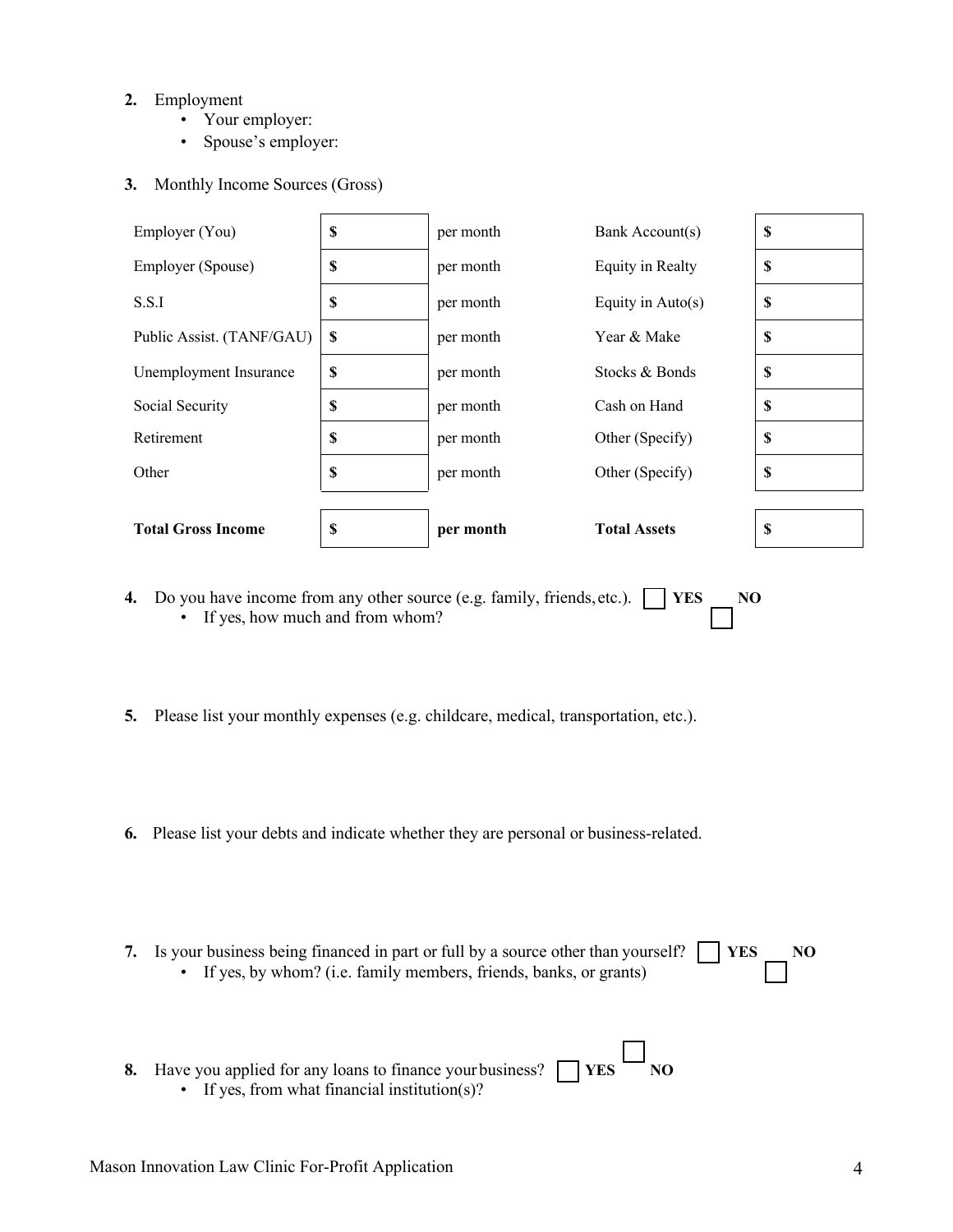2. Employment
   - Your employer:
   - Spouse's employer:

3. Monthly Income Sources (Gross)

| | | | | |
|---|---|---|---|---|
| Employer (You) | $ | per month | Bank Account(s) | $ |
| Employer (Spouse) | $ | per month | Equity in Realty | $ |
| S.S.I | $ | per month | Equity in Auto(s) | $ |
| Public Assist. (TANF/GAU) | $ | per month | Year & Make | $ |
| Unemployment Insurance | $ | per month | Stocks & Bonds | $ |
| Social Security | $ | per month | Cash on Hand | $ |
| Retirement | $ | per month | Other (Specify) | $ |
| Other | $ | per month | Other (Specify) | $ |
| **Total Gross Income** | $ | **per month** | **Total Assets** | $ |

4. Do you have income from any other source (e.g. family, friends, etc.). ☐ **YES** ☐ **NO**
   - If yes, how much and from whom?

5. Please list your monthly expenses (e.g. childcare, medical, transportation, etc.).

6. Please list your debts and indicate whether they are personal or business-related.

7. Is your business being financed in part or full by a source other than yourself? ☐ **YES** ☐ **NO**
   - If yes, by whom? (i.e. family members, friends, banks, or grants)

8. Have you applied for any loans to finance your business? ☐ **YES** ☐ **NO**
   - If yes, from what financial institution(s)?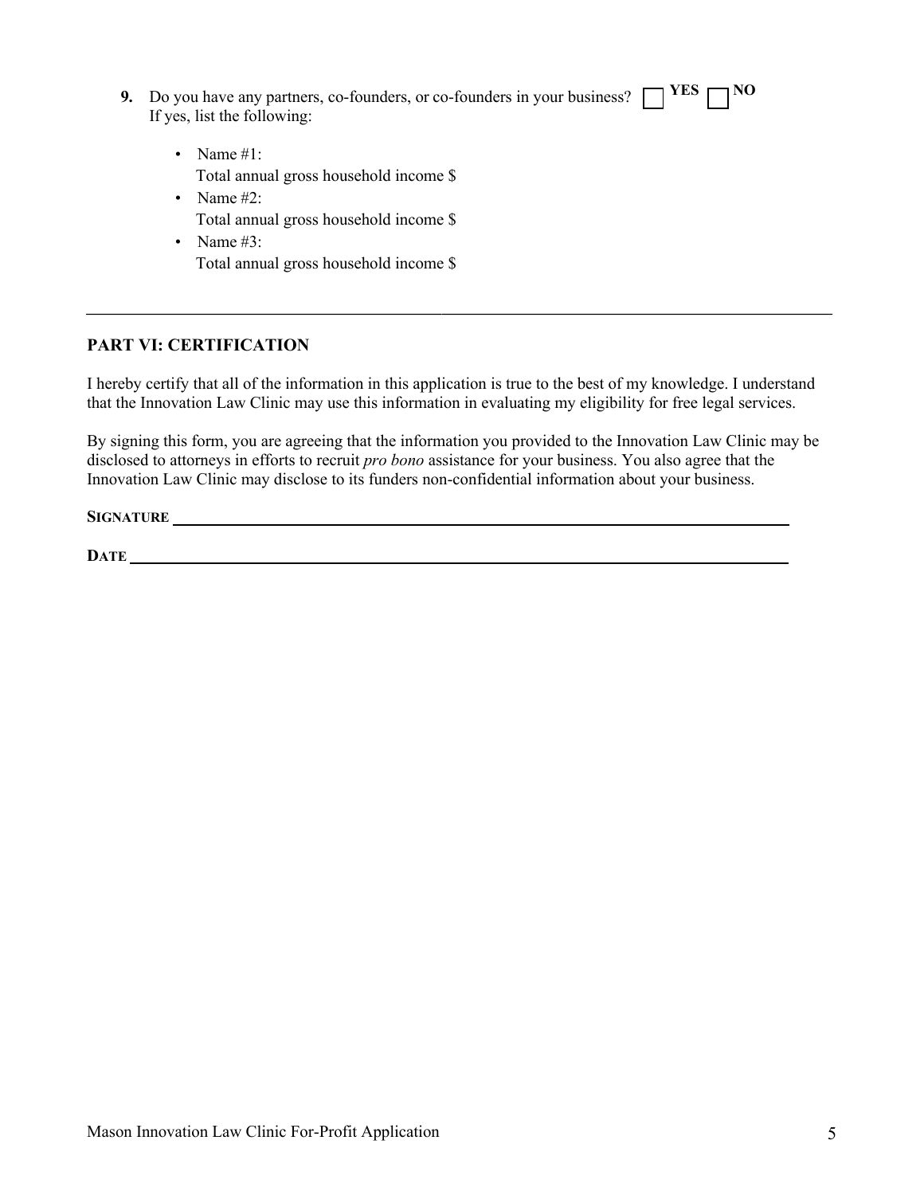9. Do you have any partners, co-founders, or co-founders in your business? ☐ **YES** ☐ **NO**
   If yes, list the following:

   - Name #1:
     Total annual gross household income $
   - Name #2:
     Total annual gross household income $
   - Name #3:
     Total annual gross household income $

---

## PART VI: CERTIFICATION

I hereby certify that all of the information in this application is true to the best of my knowledge. I understand that the Innovation Law Clinic may use this information in evaluating my eligibility for free legal services.

By signing this form, you are agreeing that the information you provided to the Innovation Law Clinic may be disclosed to attorneys in efforts to recruit *pro bono* assistance for your business. You also agree that the Innovation Law Clinic may disclose to its funders non-confidential information about your business.

**SIGNATURE** ______________________________________________

**DATE** ______________________________________________